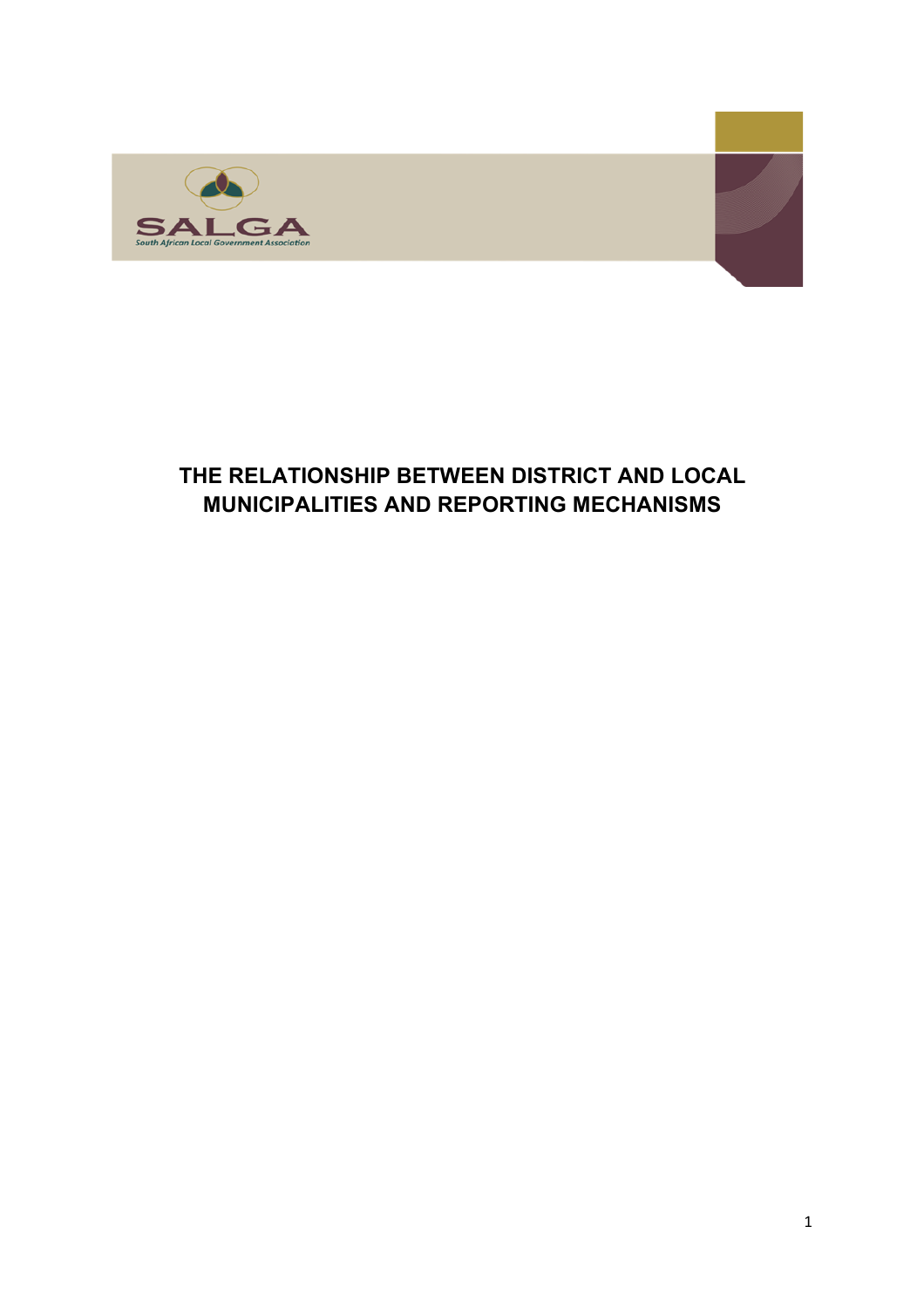SALGA

South African Local Government Association

# THE RELATIONSHIP BETWEEN DISTRICT AND LOCAL MUNICIPALITIES AND REPORTING MECHANISMS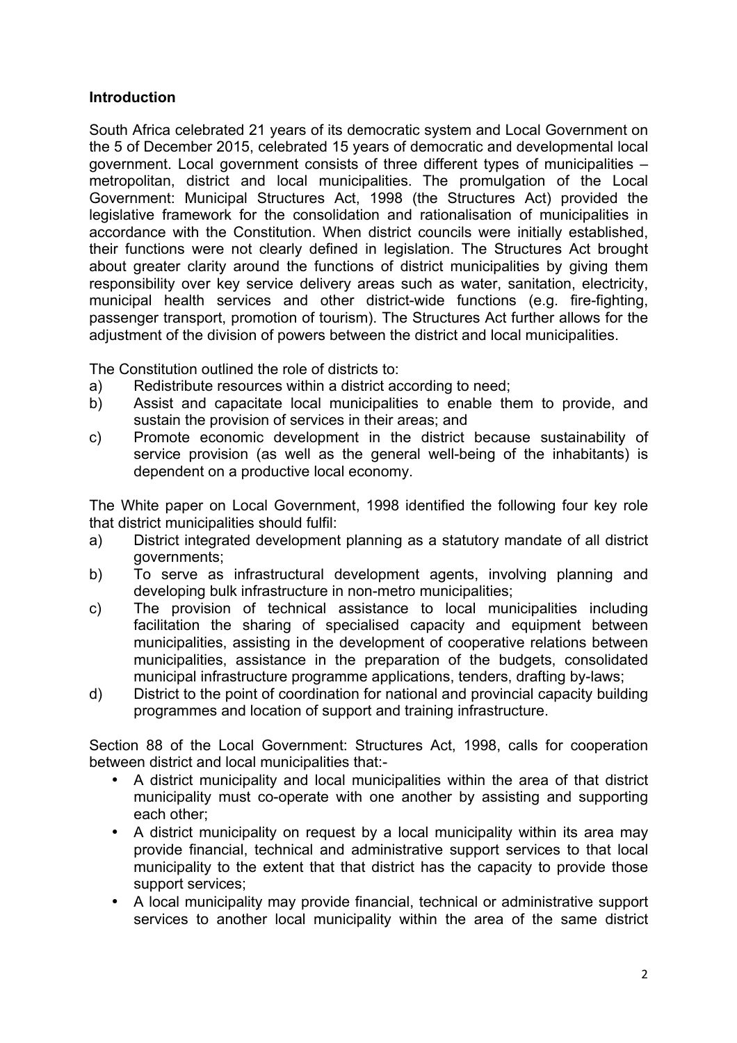**Introduction**

South Africa celebrated 21 years of its democratic system and Local Government on the 5 of December 2015, celebrated 15 years of democratic and developmental local government. Local government consists of three different types of municipalities – metropolitan, district and local municipalities. The promulgation of the Local Government: Municipal Structures Act, 1998 (the Structures Act) provided the legislative framework for the consolidation and rationalisation of municipalities in accordance with the Constitution. When district councils were initially established, their functions were not clearly defined in legislation. The Structures Act brought about greater clarity around the functions of district municipalities by giving them responsibility over key service delivery areas such as water, sanitation, electricity, municipal health services and other district-wide functions (e.g. fire-fighting, passenger transport, promotion of tourism). The Structures Act further allows for the adjustment of the division of powers between the district and local municipalities.

The Constitution outlined the role of districts to:

a) Redistribute resources within a district according to need;
b) Assist and capacitate local municipalities to enable them to provide, and sustain the provision of services in their areas; and
c) Promote economic development in the district because sustainability of service provision (as well as the general well-being of the inhabitants) is dependent on a productive local economy.

The White paper on Local Government, 1998 identified the following four key role that district municipalities should fulfil:

a) District integrated development planning as a statutory mandate of all district governments;
b) To serve as infrastructural development agents, involving planning and developing bulk infrastructure in non-metro municipalities;
c) The provision of technical assistance to local municipalities including facilitation the sharing of specialised capacity and equipment between municipalities, assisting in the development of cooperative relations between municipalities, assistance in the preparation of the budgets, consolidated municipal infrastructure programme applications, tenders, drafting by-laws;
d) District to the point of coordination for national and provincial capacity building programmes and location of support and training infrastructure.

Section 88 of the Local Government: Structures Act, 1998, calls for cooperation between district and local municipalities that:-

- A district municipality and local municipalities within the area of that district municipality must co-operate with one another by assisting and supporting each other;
- A district municipality on request by a local municipality within its area may provide financial, technical and administrative support services to that local municipality to the extent that that district has the capacity to provide those support services;
- A local municipality may provide financial, technical or administrative support services to another local municipality within the area of the same district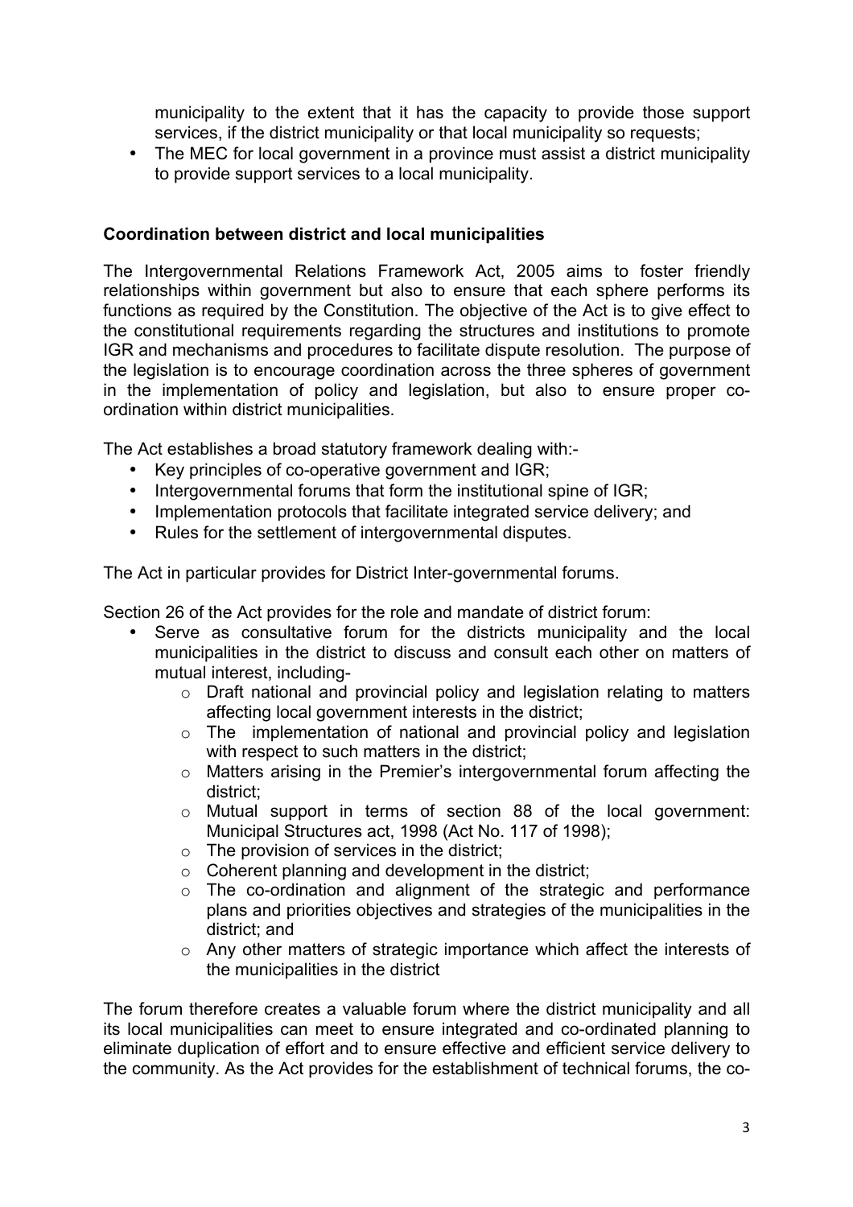municipality to the extent that it has the capacity to provide those support services, if the district municipality or that local municipality so requests;

- The MEC for local government in a province must assist a district municipality to provide support services to a local municipality.

**Coordination between district and local municipalities**

The Intergovernmental Relations Framework Act, 2005 aims to foster friendly relationships within government but also to ensure that each sphere performs its functions as required by the Constitution. The objective of the Act is to give effect to the constitutional requirements regarding the structures and institutions to promote IGR and mechanisms and procedures to facilitate dispute resolution. The purpose of the legislation is to encourage coordination across the three spheres of government in the implementation of policy and legislation, but also to ensure proper co-ordination within district municipalities.

The Act establishes a broad statutory framework dealing with:-

- Key principles of co-operative government and IGR;
- Intergovernmental forums that form the institutional spine of IGR;
- Implementation protocols that facilitate integrated service delivery; and
- Rules for the settlement of intergovernmental disputes.

The Act in particular provides for District Inter-governmental forums.

Section 26 of the Act provides for the role and mandate of district forum:

- Serve as consultative forum for the districts municipality and the local municipalities in the district to discuss and consult each other on matters of mutual interest, including-
  - Draft national and provincial policy and legislation relating to matters affecting local government interests in the district;
  - The implementation of national and provincial policy and legislation with respect to such matters in the district;
  - Matters arising in the Premier's intergovernmental forum affecting the district;
  - Mutual support in terms of section 88 of the local government: Municipal Structures act, 1998 (Act No. 117 of 1998);
  - The provision of services in the district;
  - Coherent planning and development in the district;
  - The co-ordination and alignment of the strategic and performance plans and priorities objectives and strategies of the municipalities in the district; and
  - Any other matters of strategic importance which affect the interests of the municipalities in the district

The forum therefore creates a valuable forum where the district municipality and all its local municipalities can meet to ensure integrated and co-ordinated planning to eliminate duplication of effort and to ensure effective and efficient service delivery to the community. As the Act provides for the establishment of technical forums, the co-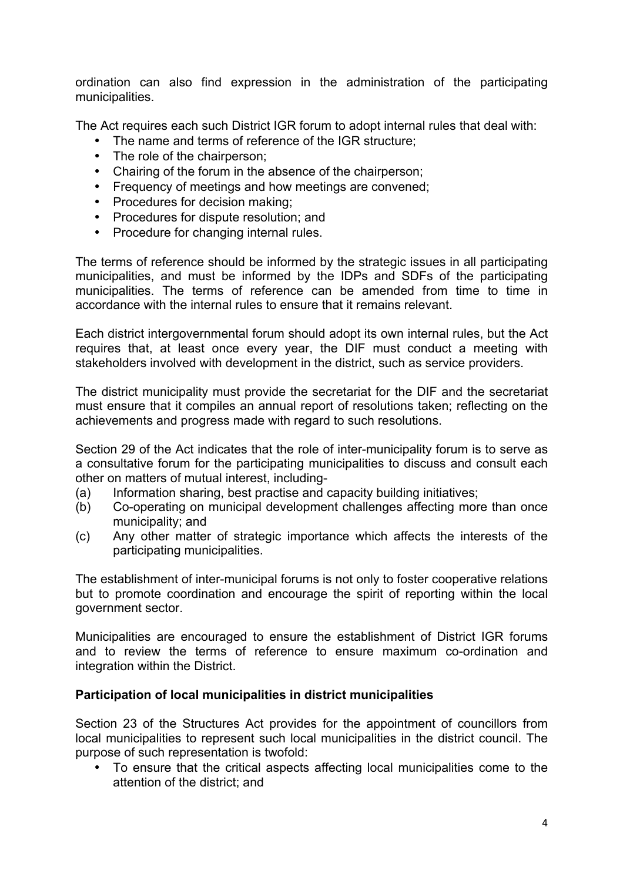ordination can also find expression in the administration of the participating municipalities.

The Act requires each such District IGR forum to adopt internal rules that deal with:

- The name and terms of reference of the IGR structure;
- The role of the chairperson;
- Chairing of the forum in the absence of the chairperson;
- Frequency of meetings and how meetings are convened;
- Procedures for decision making;
- Procedures for dispute resolution; and
- Procedure for changing internal rules.

The terms of reference should be informed by the strategic issues in all participating municipalities, and must be informed by the IDPs and SDFs of the participating municipalities. The terms of reference can be amended from time to time in accordance with the internal rules to ensure that it remains relevant.

Each district intergovernmental forum should adopt its own internal rules, but the Act requires that, at least once every year, the DIF must conduct a meeting with stakeholders involved with development in the district, such as service providers.

The district municipality must provide the secretariat for the DIF and the secretariat must ensure that it compiles an annual report of resolutions taken; reflecting on the achievements and progress made with regard to such resolutions.

Section 29 of the Act indicates that the role of inter-municipality forum is to serve as a consultative forum for the participating municipalities to discuss and consult each other on matters of mutual interest, including-

(a) Information sharing, best practise and capacity building initiatives;
(b) Co-operating on municipal development challenges affecting more than once municipality; and
(c) Any other matter of strategic importance which affects the interests of the participating municipalities.

The establishment of inter-municipal forums is not only to foster cooperative relations but to promote coordination and encourage the spirit of reporting within the local government sector.

Municipalities are encouraged to ensure the establishment of District IGR forums and to review the terms of reference to ensure maximum co-ordination and integration within the District.

**Participation of local municipalities in district municipalities**

Section 23 of the Structures Act provides for the appointment of councillors from local municipalities to represent such local municipalities in the district council. The purpose of such representation is twofold:

- To ensure that the critical aspects affecting local municipalities come to the attention of the district; and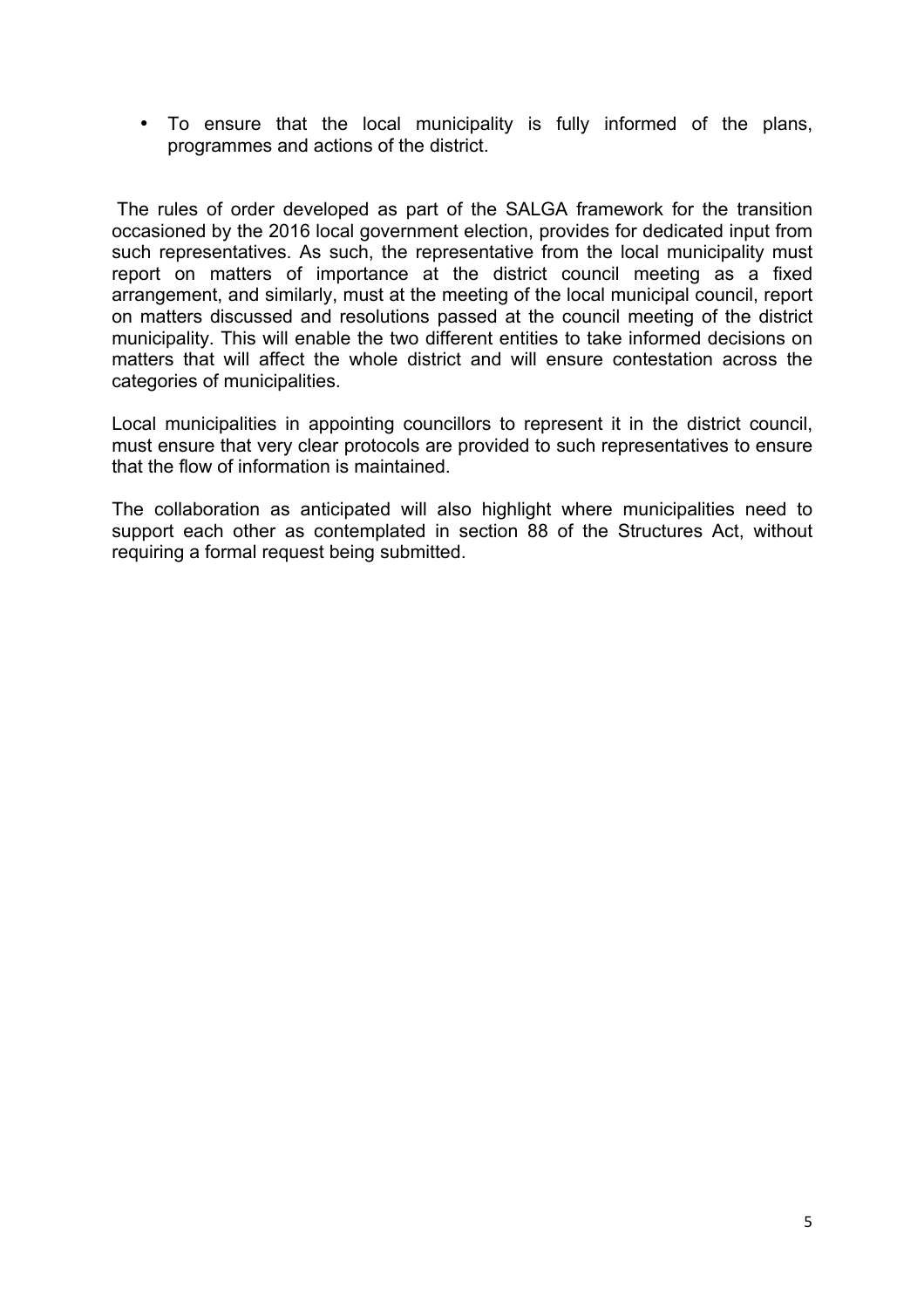- To ensure that the local municipality is fully informed of the plans, programmes and actions of the district.

The rules of order developed as part of the SALGA framework for the transition occasioned by the 2016 local government election, provides for dedicated input from such representatives. As such, the representative from the local municipality must report on matters of importance at the district council meeting as a fixed arrangement, and similarly, must at the meeting of the local municipal council, report on matters discussed and resolutions passed at the council meeting of the district municipality. This will enable the two different entities to take informed decisions on matters that will affect the whole district and will ensure contestation across the categories of municipalities.

Local municipalities in appointing councillors to represent it in the district council, must ensure that very clear protocols are provided to such representatives to ensure that the flow of information is maintained.

The collaboration as anticipated will also highlight where municipalities need to support each other as contemplated in section 88 of the Structures Act, without requiring a formal request being submitted.